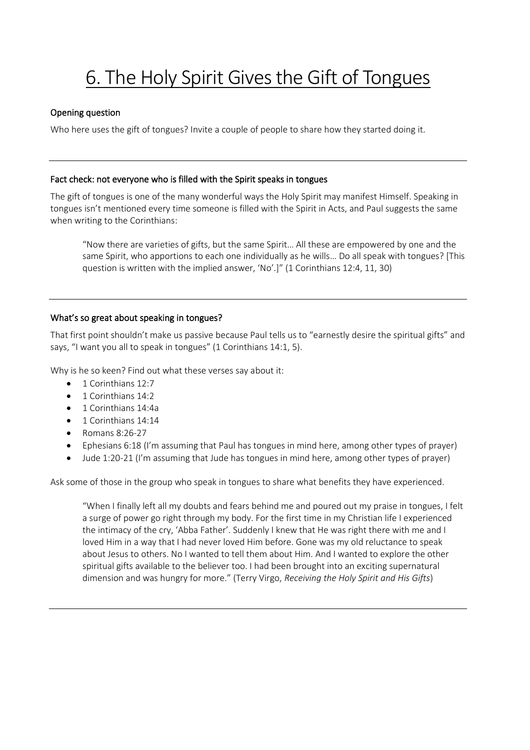# 6. The Holy Spirit Gives the Gift of Tongues

## Opening question

Who here uses the gift of tongues? Invite a couple of people to share how they started doing it.

---

## Fact check: not everyone who is filled with the Spirit speaks in tongues

The gift of tongues is one of the many wonderful ways the Holy Spirit may manifest Himself. Speaking in tongues isn't mentioned every time someone is filled with the Spirit in Acts, and Paul suggests the same when writing to the Corinthians:

> "Now there are varieties of gifts, but the same Spirit… All these are empowered by one and the same Spirit, who apportions to each one individually as he wills… Do all speak with tongues? [This question is written with the implied answer, 'No'.]" (1 Corinthians 12:4, 11, 30)

---

## What's so great about speaking in tongues?

That first point shouldn't make us passive because Paul tells us to "earnestly desire the spiritual gifts" and says, "I want you all to speak in tongues" (1 Corinthians 14:1, 5).

Why is he so keen? Find out what these verses say about it:

- 1 Corinthians 12:7
- 1 Corinthians 14:2
- 1 Corinthians 14:4a
- 1 Corinthians 14:14
- Romans 8:26-27
- Ephesians 6:18 (I'm assuming that Paul has tongues in mind here, among other types of prayer)
- Jude 1:20-21 (I'm assuming that Jude has tongues in mind here, among other types of prayer)

Ask some of those in the group who speak in tongues to share what benefits they have experienced.

> "When I finally left all my doubts and fears behind me and poured out my praise in tongues, I felt a surge of power go right through my body. For the first time in my Christian life I experienced the intimacy of the cry, 'Abba Father'. Suddenly I knew that He was right there with me and I loved Him in a way that I had never loved Him before. Gone was my old reluctance to speak about Jesus to others. No I wanted to tell them about Him. And I wanted to explore the other spiritual gifts available to the believer too. I had been brought into an exciting supernatural dimension and was hungry for more." (Terry Virgo, *Receiving the Holy Spirit and His Gifts*)

---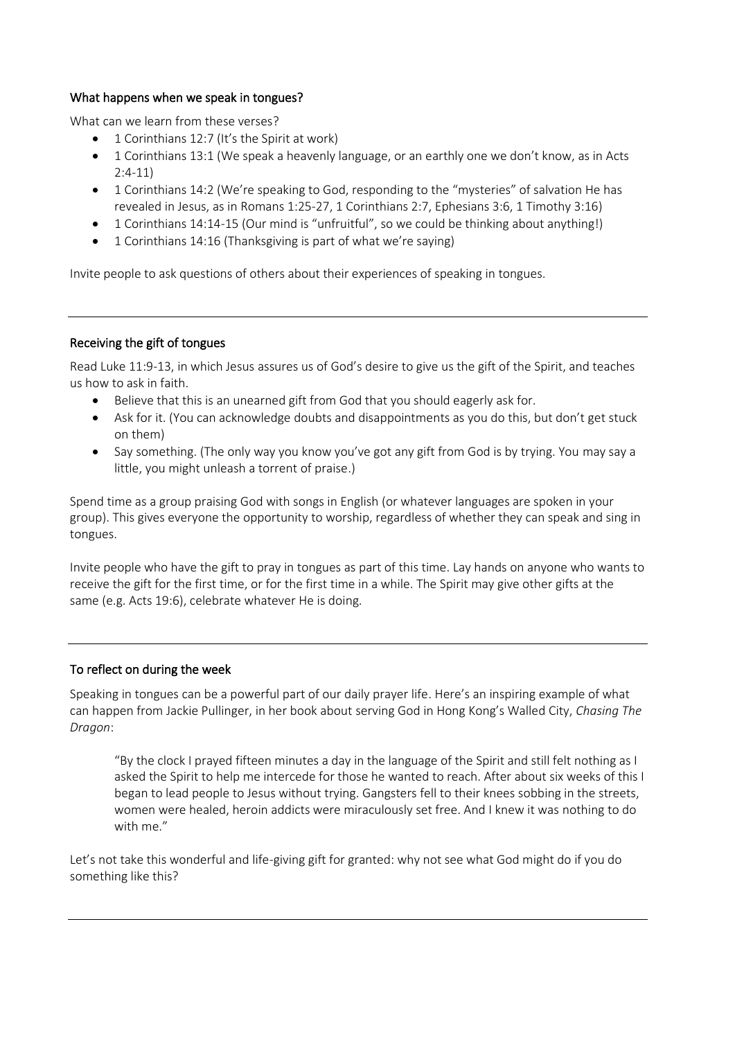## What happens when we speak in tongues?

What can we learn from these verses?

- 1 Corinthians 12:7 (It's the Spirit at work)
- 1 Corinthians 13:1 (We speak a heavenly language, or an earthly one we don't know, as in Acts 2:4-11)
- 1 Corinthians 14:2 (We're speaking to God, responding to the "mysteries" of salvation He has revealed in Jesus, as in Romans 1:25-27, 1 Corinthians 2:7, Ephesians 3:6, 1 Timothy 3:16)
- 1 Corinthians 14:14-15 (Our mind is "unfruitful", so we could be thinking about anything!)
- 1 Corinthians 14:16 (Thanksgiving is part of what we're saying)

Invite people to ask questions of others about their experiences of speaking in tongues.

---

## Receiving the gift of tongues

Read Luke 11:9-13, in which Jesus assures us of God's desire to give us the gift of the Spirit, and teaches us how to ask in faith.

- Believe that this is an unearned gift from God that you should eagerly ask for.
- Ask for it. (You can acknowledge doubts and disappointments as you do this, but don't get stuck on them)
- Say something. (The only way you know you've got any gift from God is by trying. You may say a little, you might unleash a torrent of praise.)

Spend time as a group praising God with songs in English (or whatever languages are spoken in your group). This gives everyone the opportunity to worship, regardless of whether they can speak and sing in tongues.

Invite people who have the gift to pray in tongues as part of this time. Lay hands on anyone who wants to receive the gift for the first time, or for the first time in a while. The Spirit may give other gifts at the same (e.g. Acts 19:6), celebrate whatever He is doing.

---

## To reflect on during the week

Speaking in tongues can be a powerful part of our daily prayer life. Here's an inspiring example of what can happen from Jackie Pullinger, in her book about serving God in Hong Kong's Walled City, *Chasing The Dragon*:

> "By the clock I prayed fifteen minutes a day in the language of the Spirit and still felt nothing as I asked the Spirit to help me intercede for those he wanted to reach. After about six weeks of this I began to lead people to Jesus without trying. Gangsters fell to their knees sobbing in the streets, women were healed, heroin addicts were miraculously set free. And I knew it was nothing to do with me."

Let's not take this wonderful and life-giving gift for granted: why not see what God might do if you do something like this?

---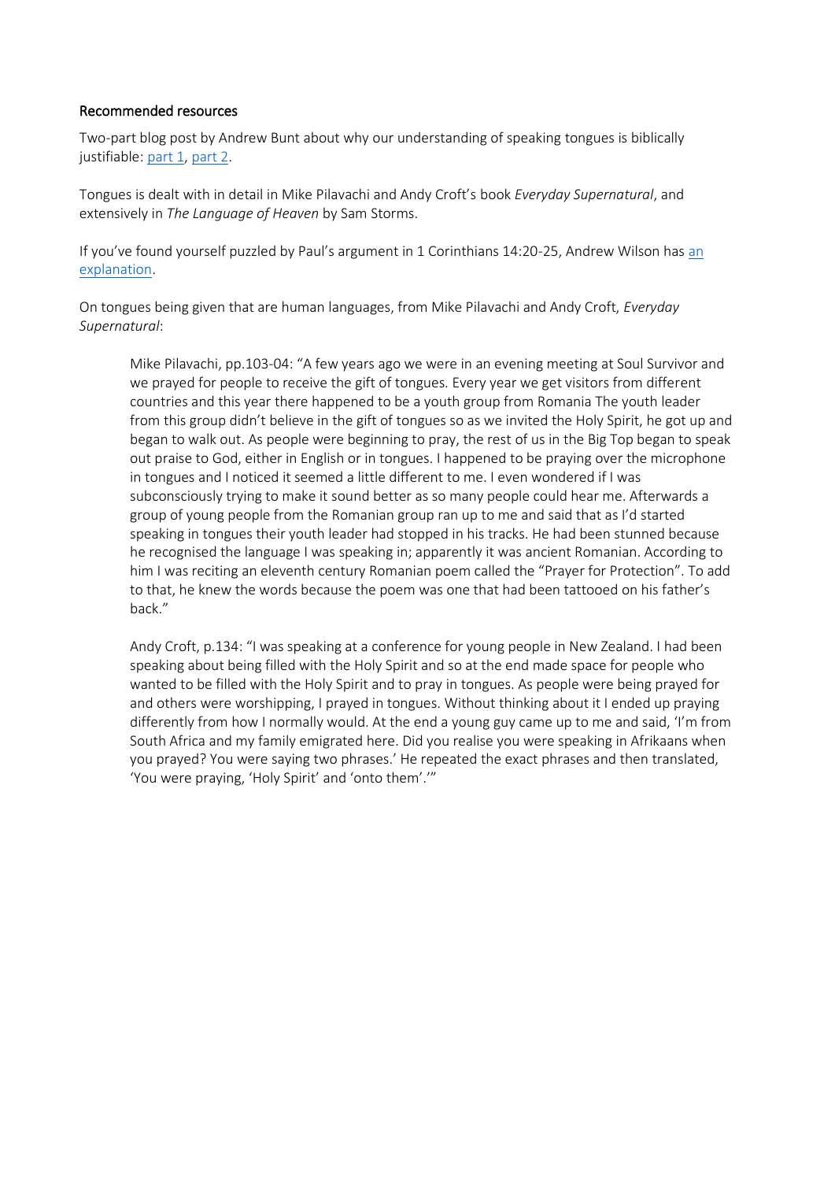### Recommended resources

Two-part blog post by Andrew Bunt about why our understanding of speaking tongues is biblically justifiable: part 1, part 2.

Tongues is dealt with in detail in Mike Pilavachi and Andy Croft's book *Everyday Supernatural*, and extensively in *The Language of Heaven* by Sam Storms.

If you've found yourself puzzled by Paul's argument in 1 Corinthians 14:20-25, Andrew Wilson has an explanation.

On tongues being given that are human languages, from Mike Pilavachi and Andy Croft, *Everyday Supernatural*:

> Mike Pilavachi, pp.103-04: "A few years ago we were in an evening meeting at Soul Survivor and we prayed for people to receive the gift of tongues. Every year we get visitors from different countries and this year there happened to be a youth group from Romania The youth leader from this group didn't believe in the gift of tongues so as we invited the Holy Spirit, he got up and began to walk out. As people were beginning to pray, the rest of us in the Big Top began to speak out praise to God, either in English or in tongues. I happened to be praying over the microphone in tongues and I noticed it seemed a little different to me. I even wondered if I was subconsciously trying to make it sound better as so many people could hear me. Afterwards a group of young people from the Romanian group ran up to me and said that as I'd started speaking in tongues their youth leader had stopped in his tracks. He had been stunned because he recognised the language I was speaking in; apparently it was ancient Romanian. According to him I was reciting an eleventh century Romanian poem called the "Prayer for Protection". To add to that, he knew the words because the poem was one that had been tattooed on his father's back."
>
> Andy Croft, p.134: "I was speaking at a conference for young people in New Zealand. I had been speaking about being filled with the Holy Spirit and so at the end made space for people who wanted to be filled with the Holy Spirit and to pray in tongues. As people were being prayed for and others were worshipping, I prayed in tongues. Without thinking about it I ended up praying differently from how I normally would. At the end a young guy came up to me and said, 'I'm from South Africa and my family emigrated here. Did you realise you were speaking in Afrikaans when you prayed? You were saying two phrases.' He repeated the exact phrases and then translated, 'You were praying, 'Holy Spirit' and 'onto them'.'"